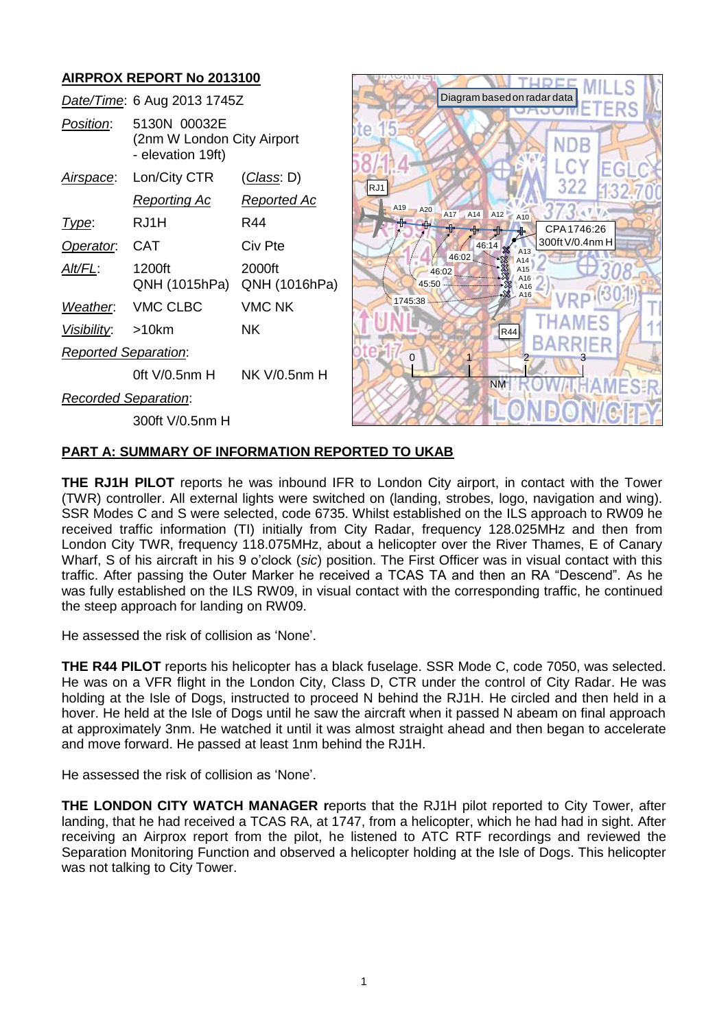## AIRPROX REPORT No 2013100

| | | |
|---|---|---|
| *Date/Time*: | 6 Aug 2013 1745Z | |
| *Position*: | 5130N 00032E (2nm W London City Airport - elevation 19ft) | |
| *Airspace*: | Lon/City CTR | (*Class*: D) |
| | *Reporting Ac* | *Reported Ac* |
| *Type*: | RJ1H | R44 |
| *Operator*: | CAT | Civ Pte |
| *Alt/FL*: | 1200ft QNH (1015hPa) | 2000ft QNH (1016hPa) |
| *Weather*: | VMC CLBC | VMC NK |
| *Visibility*: | >10km | NK |
| *Reported Separation*: | | |
| | 0ft V/0.5nm H | NK V/0.5nm H |
| *Recorded Separation*: | | |
| | 300ft V/0.5nm H | |

Diagram based on radar data

CPA 1746:26 300ft V/0.4nm H

### PART A: SUMMARY OF INFORMATION REPORTED TO UKAB

**THE RJ1H PILOT** reports he was inbound IFR to London City airport, in contact with the Tower (TWR) controller. All external lights were switched on (landing, strobes, logo, navigation and wing). SSR Modes C and S were selected, code 6735. Whilst established on the ILS approach to RW09 he received traffic information (TI) initially from City Radar, frequency 128.025MHz and then from London City TWR, frequency 118.075MHz, about a helicopter over the River Thames, E of Canary Wharf, S of his aircraft in his 9 o'clock (*sic*) position. The First Officer was in visual contact with this traffic. After passing the Outer Marker he received a TCAS TA and then an RA "Descend". As he was fully established on the ILS RW09, in visual contact with the corresponding traffic, he continued the steep approach for landing on RW09.

He assessed the risk of collision as 'None'.

**THE R44 PILOT** reports his helicopter has a black fuselage. SSR Mode C, code 7050, was selected. He was on a VFR flight in the London City, Class D, CTR under the control of City Radar. He was holding at the Isle of Dogs, instructed to proceed N behind the RJ1H. He circled and then held in a hover. He held at the Isle of Dogs until he saw the aircraft when it passed N abeam on final approach at approximately 3nm. He watched it until it was almost straight ahead and then began to accelerate and move forward. He passed at least 1nm behind the RJ1H.

He assessed the risk of collision as 'None'.

**THE LONDON CITY WATCH MANAGER** reports that the RJ1H pilot reported to City Tower, after landing, that he had received a TCAS RA, at 1747, from a helicopter, which he had had in sight. After receiving an Airprox report from the pilot, he listened to ATC RTF recordings and reviewed the Separation Monitoring Function and observed a helicopter holding at the Isle of Dogs. This helicopter was not talking to City Tower.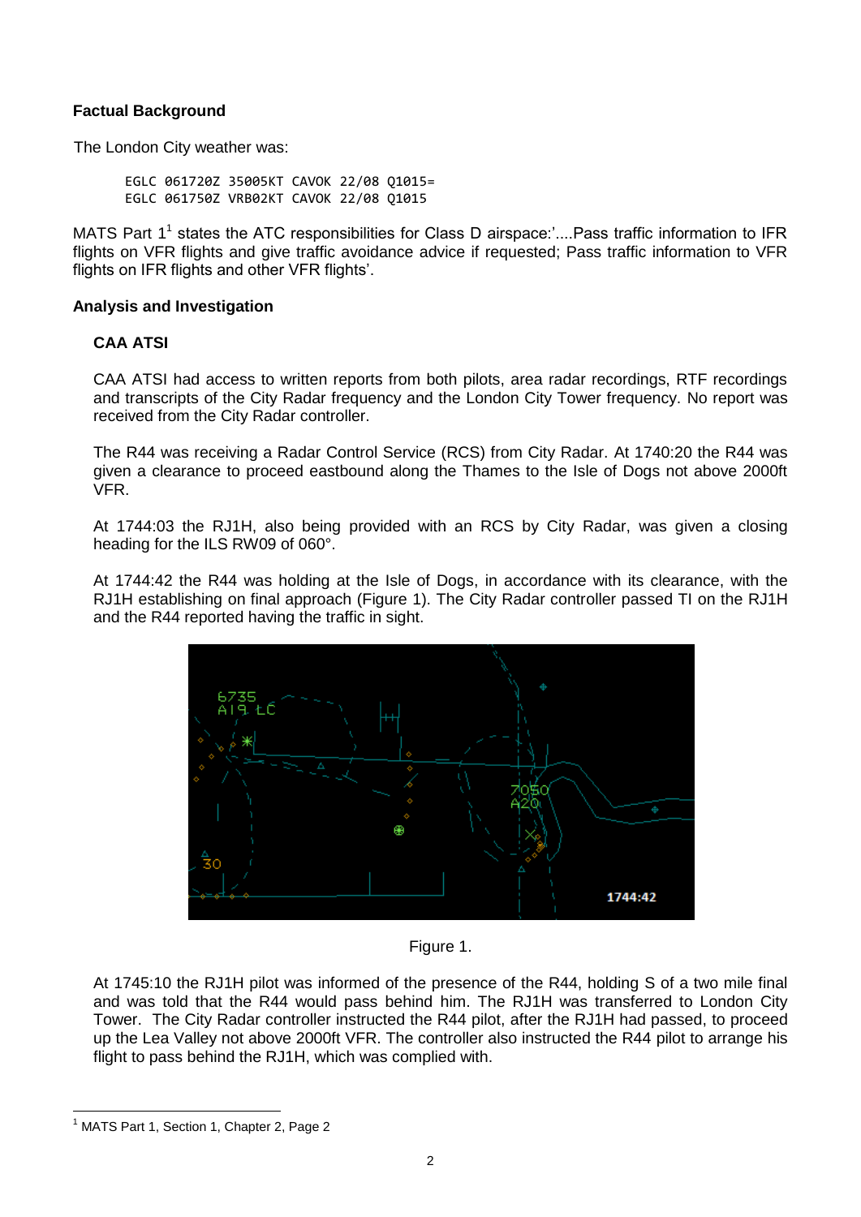**Factual Background**

The London City weather was:

```
EGLC 061720Z 35005KT CAVOK 22/08 Q1015=
EGLC 061750Z VRB02KT CAVOK 22/08 Q1015
```

MATS Part 1[1] states the ATC responsibilities for Class D airspace:'....Pass traffic information to IFR flights on VFR flights and give traffic avoidance advice if requested; Pass traffic information to VFR flights on IFR flights and other VFR flights'.

**Analysis and Investigation**

**CAA ATSI**

CAA ATSI had access to written reports from both pilots, area radar recordings, RTF recordings and transcripts of the City Radar frequency and the London City Tower frequency. No report was received from the City Radar controller.

The R44 was receiving a Radar Control Service (RCS) from City Radar. At 1740:20 the R44 was given a clearance to proceed eastbound along the Thames to the Isle of Dogs not above 2000ft VFR.

At 1744:03 the RJ1H, also being provided with an RCS by City Radar, was given a closing heading for the ILS RW09 of 060°.

At 1744:42 the R44 was holding at the Isle of Dogs, in accordance with its clearance, with the RJ1H establishing on final approach (Figure 1). The City Radar controller passed TI on the RJ1H and the R44 reported having the traffic in sight.

Figure 1.

At 1745:10 the RJ1H pilot was informed of the presence of the R44, holding S of a two mile final and was told that the R44 would pass behind him. The RJ1H was transferred to London City Tower. The City Radar controller instructed the R44 pilot, after the RJ1H had passed, to proceed up the Lea Valley not above 2000ft VFR. The controller also instructed the R44 pilot to arrange his flight to pass behind the RJ1H, which was complied with.

[1] MATS Part 1, Section 1, Chapter 2, Page 2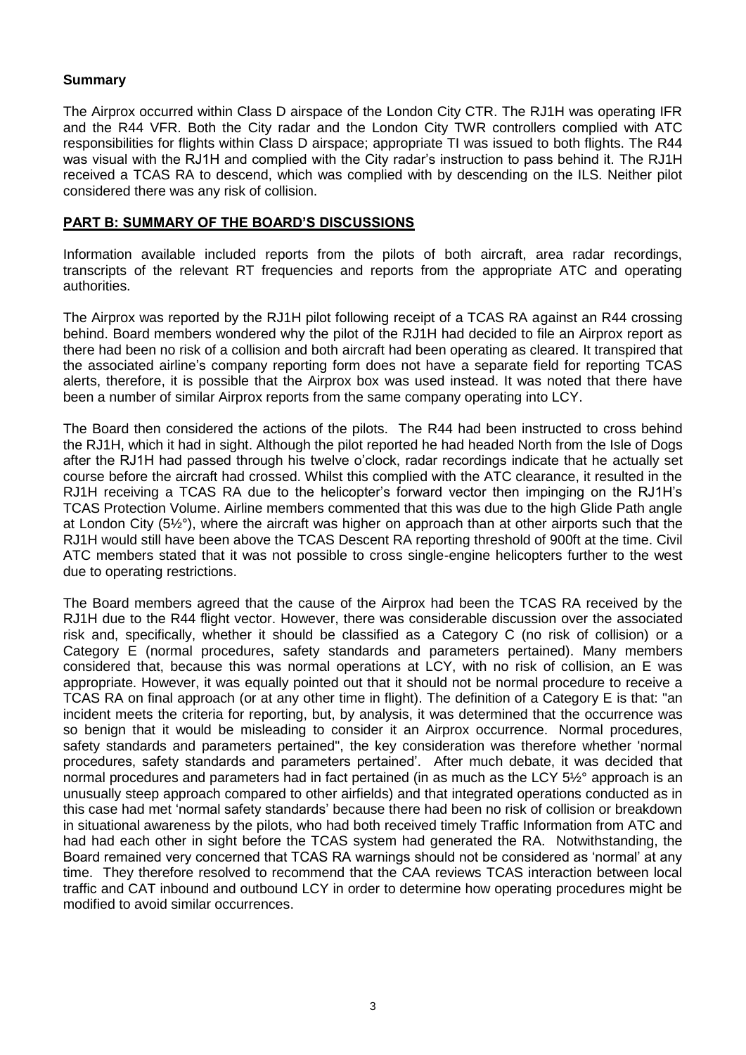**Summary**

The Airprox occurred within Class D airspace of the London City CTR. The RJ1H was operating IFR and the R44 VFR. Both the City radar and the London City TWR controllers complied with ATC responsibilities for flights within Class D airspace; appropriate TI was issued to both flights. The R44 was visual with the RJ1H and complied with the City radar's instruction to pass behind it. The RJ1H received a TCAS RA to descend, which was complied with by descending on the ILS. Neither pilot considered there was any risk of collision.

## PART B: SUMMARY OF THE BOARD'S DISCUSSIONS

Information available included reports from the pilots of both aircraft, area radar recordings, transcripts of the relevant RT frequencies and reports from the appropriate ATC and operating authorities.

The Airprox was reported by the RJ1H pilot following receipt of a TCAS RA against an R44 crossing behind. Board members wondered why the pilot of the RJ1H had decided to file an Airprox report as there had been no risk of a collision and both aircraft had been operating as cleared. It transpired that the associated airline's company reporting form does not have a separate field for reporting TCAS alerts, therefore, it is possible that the Airprox box was used instead. It was noted that there have been a number of similar Airprox reports from the same company operating into LCY.

The Board then considered the actions of the pilots. The R44 had been instructed to cross behind the RJ1H, which it had in sight. Although the pilot reported he had headed North from the Isle of Dogs after the RJ1H had passed through his twelve o'clock, radar recordings indicate that he actually set course before the aircraft had crossed. Whilst this complied with the ATC clearance, it resulted in the RJ1H receiving a TCAS RA due to the helicopter's forward vector then impinging on the RJ1H's TCAS Protection Volume. Airline members commented that this was due to the high Glide Path angle at London City (5½°), where the aircraft was higher on approach than at other airports such that the RJ1H would still have been above the TCAS Descent RA reporting threshold of 900ft at the time. Civil ATC members stated that it was not possible to cross single-engine helicopters further to the west due to operating restrictions.

The Board members agreed that the cause of the Airprox had been the TCAS RA received by the RJ1H due to the R44 flight vector. However, there was considerable discussion over the associated risk and, specifically, whether it should be classified as a Category C (no risk of collision) or a Category E (normal procedures, safety standards and parameters pertained). Many members considered that, because this was normal operations at LCY, with no risk of collision, an E was appropriate. However, it was equally pointed out that it should not be normal procedure to receive a TCAS RA on final approach (or at any other time in flight). The definition of a Category E is that: "an incident meets the criteria for reporting, but, by analysis, it was determined that the occurrence was so benign that it would be misleading to consider it an Airprox occurrence. Normal procedures, safety standards and parameters pertained", the key consideration was therefore whether 'normal procedures, safety standards and parameters pertained'. After much debate, it was decided that normal procedures and parameters had in fact pertained (in as much as the LCY 5½° approach is an unusually steep approach compared to other airfields) and that integrated operations conducted as in this case had met 'normal safety standards' because there had been no risk of collision or breakdown in situational awareness by the pilots, who had both received timely Traffic Information from ATC and had had each other in sight before the TCAS system had generated the RA. Notwithstanding, the Board remained very concerned that TCAS RA warnings should not be considered as 'normal' at any time. They therefore resolved to recommend that the CAA reviews TCAS interaction between local traffic and CAT inbound and outbound LCY in order to determine how operating procedures might be modified to avoid similar occurrences.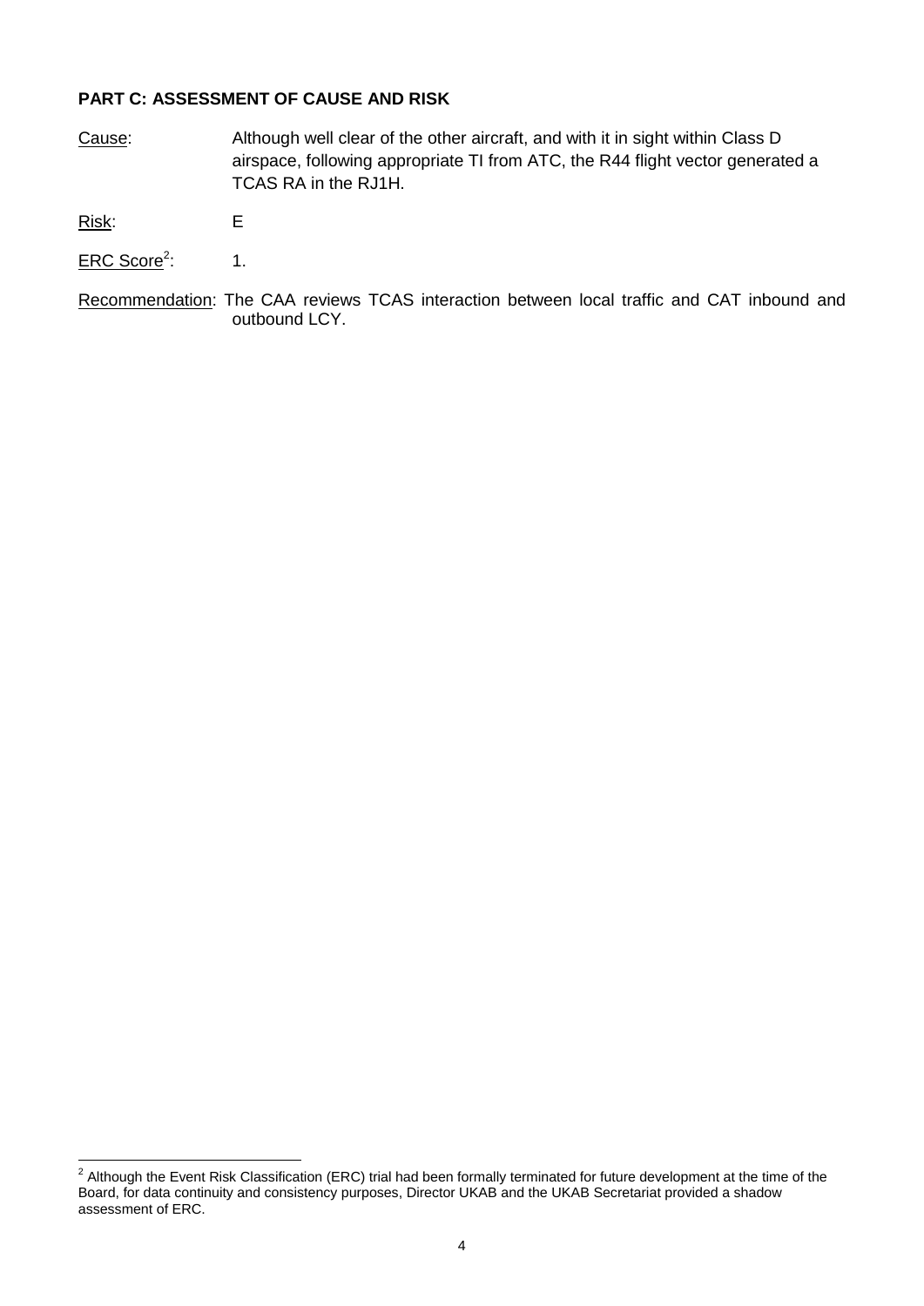**PART C: ASSESSMENT OF CAUSE AND RISK**

Cause: Although well clear of the other aircraft, and with it in sight within Class D airspace, following appropriate TI from ATC, the R44 flight vector generated a TCAS RA in the RJ1H.

Risk: E

ERC Score[2]: 1.

Recommendation: The CAA reviews TCAS interaction between local traffic and CAT inbound and outbound LCY.

---

[2] Although the Event Risk Classification (ERC) trial had been formally terminated for future development at the time of the Board, for data continuity and consistency purposes, Director UKAB and the UKAB Secretariat provided a shadow assessment of ERC.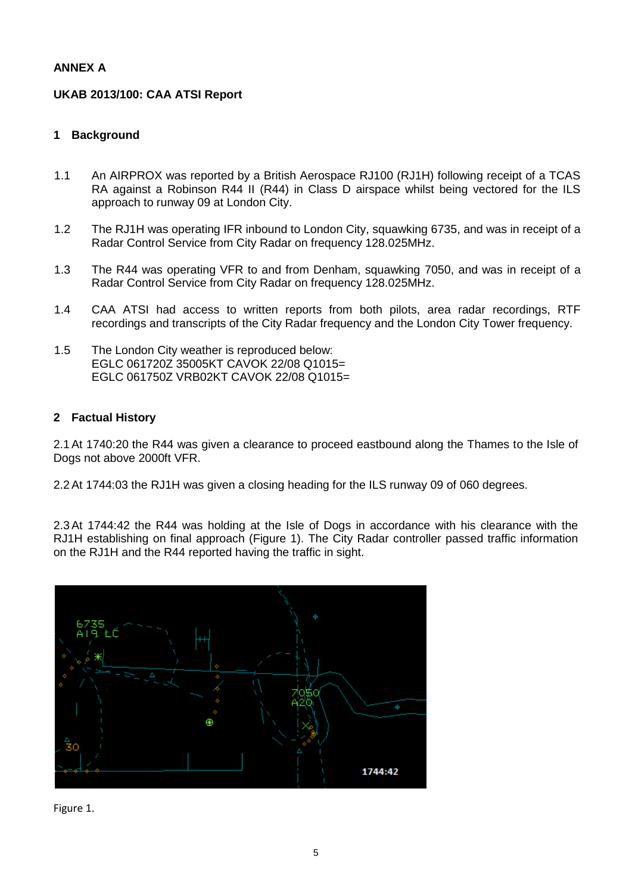**ANNEX A**

**UKAB 2013/100: CAA ATSI Report**

## 1 Background

1.1 An AIRPROX was reported by a British Aerospace RJ100 (RJ1H) following receipt of a TCAS RA against a Robinson R44 II (R44) in Class D airspace whilst being vectored for the ILS approach to runway 09 at London City.

1.2 The RJ1H was operating IFR inbound to London City, squawking 6735, and was in receipt of a Radar Control Service from City Radar on frequency 128.025MHz.

1.3 The R44 was operating VFR to and from Denham, squawking 7050, and was in receipt of a Radar Control Service from City Radar on frequency 128.025MHz.

1.4 CAA ATSI had access to written reports from both pilots, area radar recordings, RTF recordings and transcripts of the City Radar frequency and the London City Tower frequency.

1.5 The London City weather is reproduced below:
EGLC 061720Z 35005KT CAVOK 22/08 Q1015=
EGLC 061750Z VRB02KT CAVOK 22/08 Q1015=

## 2 Factual History

2.1 At 1740:20 the R44 was given a clearance to proceed eastbound along the Thames to the Isle of Dogs not above 2000ft VFR.

2.2 At 1744:03 the RJ1H was given a closing heading for the ILS runway 09 of 060 degrees.

2.3 At 1744:42 the R44 was holding at the Isle of Dogs in accordance with his clearance with the RJ1H establishing on final approach (Figure 1). The City Radar controller passed traffic information on the RJ1H and the R44 reported having the traffic in sight.

Figure 1.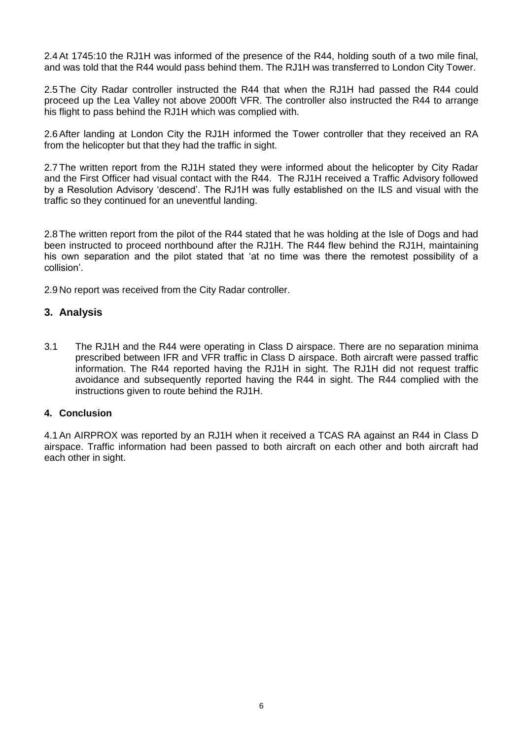2.4 At 1745:10 the RJ1H was informed of the presence of the R44, holding south of a two mile final, and was told that the R44 would pass behind them. The RJ1H was transferred to London City Tower.

2.5 The City Radar controller instructed the R44 that when the RJ1H had passed the R44 could proceed up the Lea Valley not above 2000ft VFR. The controller also instructed the R44 to arrange his flight to pass behind the RJ1H which was complied with.

2.6 After landing at London City the RJ1H informed the Tower controller that they received an RA from the helicopter but that they had the traffic in sight.

2.7 The written report from the RJ1H stated they were informed about the helicopter by City Radar and the First Officer had visual contact with the R44. The RJ1H received a Traffic Advisory followed by a Resolution Advisory 'descend'. The RJ1H was fully established on the ILS and visual with the traffic so they continued for an uneventful landing.

2.8 The written report from the pilot of the R44 stated that he was holding at the Isle of Dogs and had been instructed to proceed northbound after the RJ1H. The R44 flew behind the RJ1H, maintaining his own separation and the pilot stated that 'at no time was there the remotest possibility of a collision'.

2.9 No report was received from the City Radar controller.

## 3. Analysis

3.1 The RJ1H and the R44 were operating in Class D airspace. There are no separation minima prescribed between IFR and VFR traffic in Class D airspace. Both aircraft were passed traffic information. The R44 reported having the RJ1H in sight. The RJ1H did not request traffic avoidance and subsequently reported having the R44 in sight. The R44 complied with the instructions given to route behind the RJ1H.

### 4. Conclusion

4.1 An AIRPROX was reported by an RJ1H when it received a TCAS RA against an R44 in Class D airspace. Traffic information had been passed to both aircraft on each other and both aircraft had each other in sight.